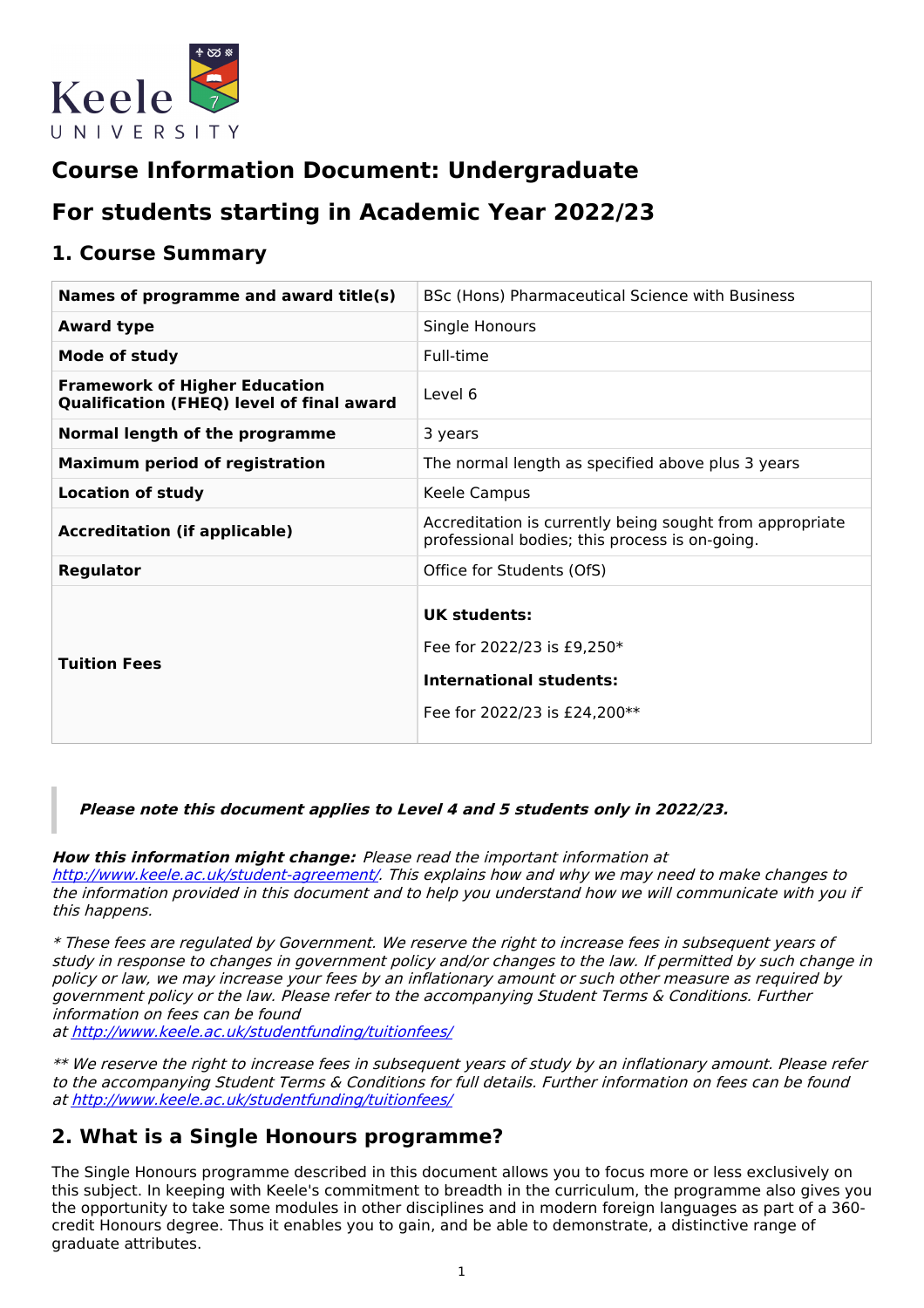# Course Information Document: Undergraduate

# For students starting in Academic Year 2022/23

## 1. Course Summary

| | |
|---|---|
| **Names of programme and award title(s)** | BSc (Hons) Pharmaceutical Science with Business |
| **Award type** | Single Honours |
| **Mode of study** | Full-time |
| **Framework of Higher Education Qualification (FHEQ) level of final award** | Level 6 |
| **Normal length of the programme** | 3 years |
| **Maximum period of registration** | The normal length as specified above plus 3 years |
| **Location of study** | Keele Campus |
| **Accreditation (if applicable)** | Accreditation is currently being sought from appropriate professional bodies; this process is on-going. |
| **Regulator** | Office for Students (OfS) |
| **Tuition Fees** | **UK students:** Fee for 2022/23 is £9,250* **International students:** Fee for 2022/23 is £24,200** |

> ***Please note this document applies to Level 4 and 5 students only in 2022/23.***

***How this information might change:*** *Please read the important information at http://www.keele.ac.uk/student-agreement/. This explains how and why we may need to make changes to the information provided in this document and to help you understand how we will communicate with you if this happens.*

*\* These fees are regulated by Government. We reserve the right to increase fees in subsequent years of study in response to changes in government policy and/or changes to the law. If permitted by such change in policy or law, we may increase your fees by an inflationary amount or such other measure as required by government policy or the law. Please refer to the accompanying Student Terms & Conditions. Further information on fees can be found at http://www.keele.ac.uk/studentfunding/tuitionfees/*

*\*\* We reserve the right to increase fees in subsequent years of study by an inflationary amount. Please refer to the accompanying Student Terms & Conditions for full details. Further information on fees can be found at http://www.keele.ac.uk/studentfunding/tuitionfees/*

## 2. What is a Single Honours programme?

The Single Honours programme described in this document allows you to focus more or less exclusively on this subject. In keeping with Keele's commitment to breadth in the curriculum, the programme also gives you the opportunity to take some modules in other disciplines and in modern foreign languages as part of a 360-credit Honours degree. Thus it enables you to gain, and be able to demonstrate, a distinctive range of graduate attributes.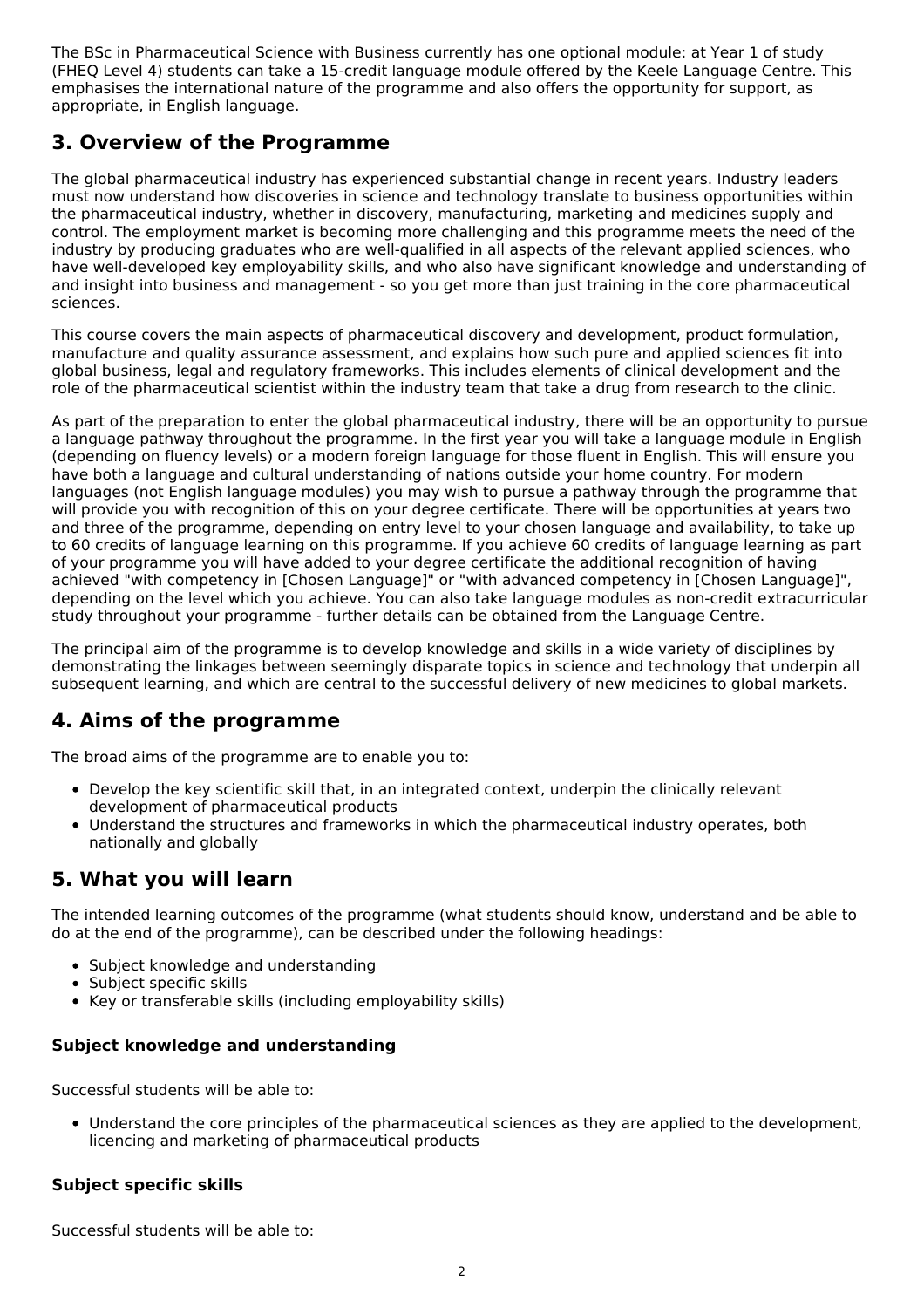The BSc in Pharmaceutical Science with Business currently has one optional module: at Year 1 of study (FHEQ Level 4) students can take a 15-credit language module offered by the Keele Language Centre. This emphasises the international nature of the programme and also offers the opportunity for support, as appropriate, in English language.

## 3. Overview of the Programme

The global pharmaceutical industry has experienced substantial change in recent years. Industry leaders must now understand how discoveries in science and technology translate to business opportunities within the pharmaceutical industry, whether in discovery, manufacturing, marketing and medicines supply and control. The employment market is becoming more challenging and this programme meets the need of the industry by producing graduates who are well-qualified in all aspects of the relevant applied sciences, who have well-developed key employability skills, and who also have significant knowledge and understanding of and insight into business and management - so you get more than just training in the core pharmaceutical sciences.

This course covers the main aspects of pharmaceutical discovery and development, product formulation, manufacture and quality assurance assessment, and explains how such pure and applied sciences fit into global business, legal and regulatory frameworks. This includes elements of clinical development and the role of the pharmaceutical scientist within the industry team that take a drug from research to the clinic.

As part of the preparation to enter the global pharmaceutical industry, there will be an opportunity to pursue a language pathway throughout the programme. In the first year you will take a language module in English (depending on fluency levels) or a modern foreign language for those fluent in English. This will ensure you have both a language and cultural understanding of nations outside your home country. For modern languages (not English language modules) you may wish to pursue a pathway through the programme that will provide you with recognition of this on your degree certificate. There will be opportunities at years two and three of the programme, depending on entry level to your chosen language and availability, to take up to 60 credits of language learning on this programme. If you achieve 60 credits of language learning as part of your programme you will have added to your degree certificate the additional recognition of having achieved "with competency in [Chosen Language]" or "with advanced competency in [Chosen Language]", depending on the level which you achieve. You can also take language modules as non-credit extracurricular study throughout your programme - further details can be obtained from the Language Centre.

The principal aim of the programme is to develop knowledge and skills in a wide variety of disciplines by demonstrating the linkages between seemingly disparate topics in science and technology that underpin all subsequent learning, and which are central to the successful delivery of new medicines to global markets.

## 4. Aims of the programme

The broad aims of the programme are to enable you to:

- Develop the key scientific skill that, in an integrated context, underpin the clinically relevant development of pharmaceutical products
- Understand the structures and frameworks in which the pharmaceutical industry operates, both nationally and globally

## 5. What you will learn

The intended learning outcomes of the programme (what students should know, understand and be able to do at the end of the programme), can be described under the following headings:

- Subject knowledge and understanding
- Subject specific skills
- Key or transferable skills (including employability skills)

### Subject knowledge and understanding

Successful students will be able to:

- Understand the core principles of the pharmaceutical sciences as they are applied to the development, licencing and marketing of pharmaceutical products

### Subject specific skills

Successful students will be able to: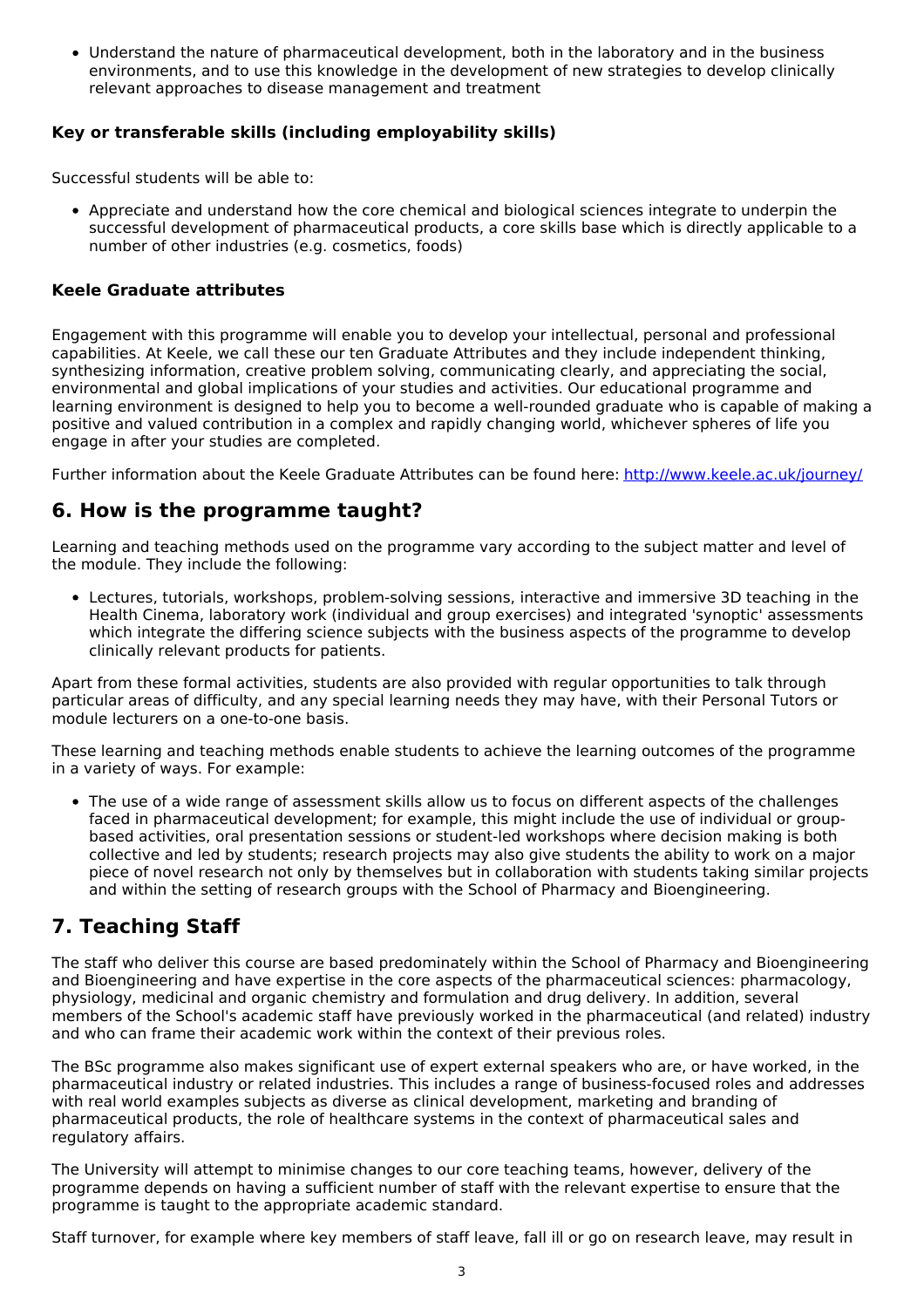- Understand the nature of pharmaceutical development, both in the laboratory and in the business environments, and to use this knowledge in the development of new strategies to develop clinically relevant approaches to disease management and treatment

### Key or transferable skills (including employability skills)

Successful students will be able to:

- Appreciate and understand how the core chemical and biological sciences integrate to underpin the successful development of pharmaceutical products, a core skills base which is directly applicable to a number of other industries (e.g. cosmetics, foods)

### Keele Graduate attributes

Engagement with this programme will enable you to develop your intellectual, personal and professional capabilities. At Keele, we call these our ten Graduate Attributes and they include independent thinking, synthesizing information, creative problem solving, communicating clearly, and appreciating the social, environmental and global implications of your studies and activities. Our educational programme and learning environment is designed to help you to become a well-rounded graduate who is capable of making a positive and valued contribution in a complex and rapidly changing world, whichever spheres of life you engage in after your studies are completed.

Further information about the Keele Graduate Attributes can be found here: [http://www.keele.ac.uk/journey/](http://www.keele.ac.uk/journey/)

## 6. How is the programme taught?

Learning and teaching methods used on the programme vary according to the subject matter and level of the module. They include the following:

- Lectures, tutorials, workshops, problem-solving sessions, interactive and immersive 3D teaching in the Health Cinema, laboratory work (individual and group exercises) and integrated 'synoptic' assessments which integrate the differing science subjects with the business aspects of the programme to develop clinically relevant products for patients.

Apart from these formal activities, students are also provided with regular opportunities to talk through particular areas of difficulty, and any special learning needs they may have, with their Personal Tutors or module lecturers on a one-to-one basis.

These learning and teaching methods enable students to achieve the learning outcomes of the programme in a variety of ways. For example:

- The use of a wide range of assessment skills allow us to focus on different aspects of the challenges faced in pharmaceutical development; for example, this might include the use of individual or group-based activities, oral presentation sessions or student-led workshops where decision making is both collective and led by students; research projects may also give students the ability to work on a major piece of novel research not only by themselves but in collaboration with students taking similar projects and within the setting of research groups with the School of Pharmacy and Bioengineering.

## 7. Teaching Staff

The staff who deliver this course are based predominately within the School of Pharmacy and Bioengineering and Bioengineering and have expertise in the core aspects of the pharmaceutical sciences: pharmacology, physiology, medicinal and organic chemistry and formulation and drug delivery. In addition, several members of the School's academic staff have previously worked in the pharmaceutical (and related) industry and who can frame their academic work within the context of their previous roles.

The BSc programme also makes significant use of expert external speakers who are, or have worked, in the pharmaceutical industry or related industries. This includes a range of business-focused roles and addresses with real world examples subjects as diverse as clinical development, marketing and branding of pharmaceutical products, the role of healthcare systems in the context of pharmaceutical sales and regulatory affairs.

The University will attempt to minimise changes to our core teaching teams, however, delivery of the programme depends on having a sufficient number of staff with the relevant expertise to ensure that the programme is taught to the appropriate academic standard.

Staff turnover, for example where key members of staff leave, fall ill or go on research leave, may result in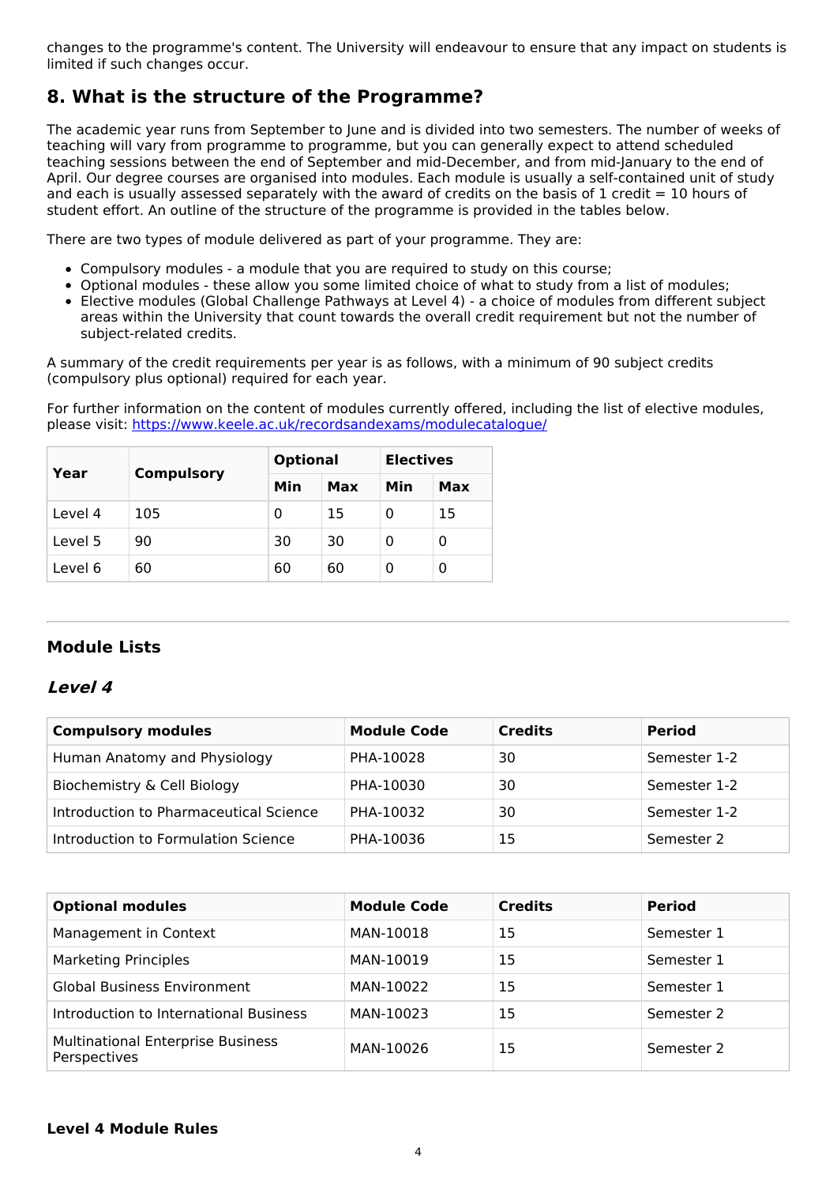changes to the programme's content. The University will endeavour to ensure that any impact on students is limited if such changes occur.

## 8. What is the structure of the Programme?

The academic year runs from September to June and is divided into two semesters. The number of weeks of teaching will vary from programme to programme, but you can generally expect to attend scheduled teaching sessions between the end of September and mid-December, and from mid-January to the end of April. Our degree courses are organised into modules. Each module is usually a self-contained unit of study and each is usually assessed separately with the award of credits on the basis of 1 credit = 10 hours of student effort. An outline of the structure of the programme is provided in the tables below.

There are two types of module delivered as part of your programme. They are:

- Compulsory modules - a module that you are required to study on this course;
- Optional modules - these allow you some limited choice of what to study from a list of modules;
- Elective modules (Global Challenge Pathways at Level 4) - a choice of modules from different subject areas within the University that count towards the overall credit requirement but not the number of subject-related credits.

A summary of the credit requirements per year is as follows, with a minimum of 90 subject credits (compulsory plus optional) required for each year.

For further information on the content of modules currently offered, including the list of elective modules, please visit: https://www.keele.ac.uk/recordsandexams/modulecatalogue/

| Year | Compulsory | Optional | | Electives | |
|---|---|---|---|---|---|
| | | Min | Max | Min | Max |
| Level 4 | 105 | 0 | 15 | 0 | 15 |
| Level 5 | 90 | 30 | 30 | 0 | 0 |
| Level 6 | 60 | 60 | 60 | 0 | 0 |

### Module Lists

### *Level 4*

| Compulsory modules | Module Code | Credits | Period |
|---|---|---|---|
| Human Anatomy and Physiology | PHA-10028 | 30 | Semester 1-2 |
| Biochemistry & Cell Biology | PHA-10030 | 30 | Semester 1-2 |
| Introduction to Pharmaceutical Science | PHA-10032 | 30 | Semester 1-2 |
| Introduction to Formulation Science | PHA-10036 | 15 | Semester 2 |

| Optional modules | Module Code | Credits | Period |
|---|---|---|---|
| Management in Context | MAN-10018 | 15 | Semester 1 |
| Marketing Principles | MAN-10019 | 15 | Semester 1 |
| Global Business Environment | MAN-10022 | 15 | Semester 1 |
| Introduction to International Business | MAN-10023 | 15 | Semester 2 |
| Multinational Enterprise Business Perspectives | MAN-10026 | 15 | Semester 2 |

**Level 4 Module Rules**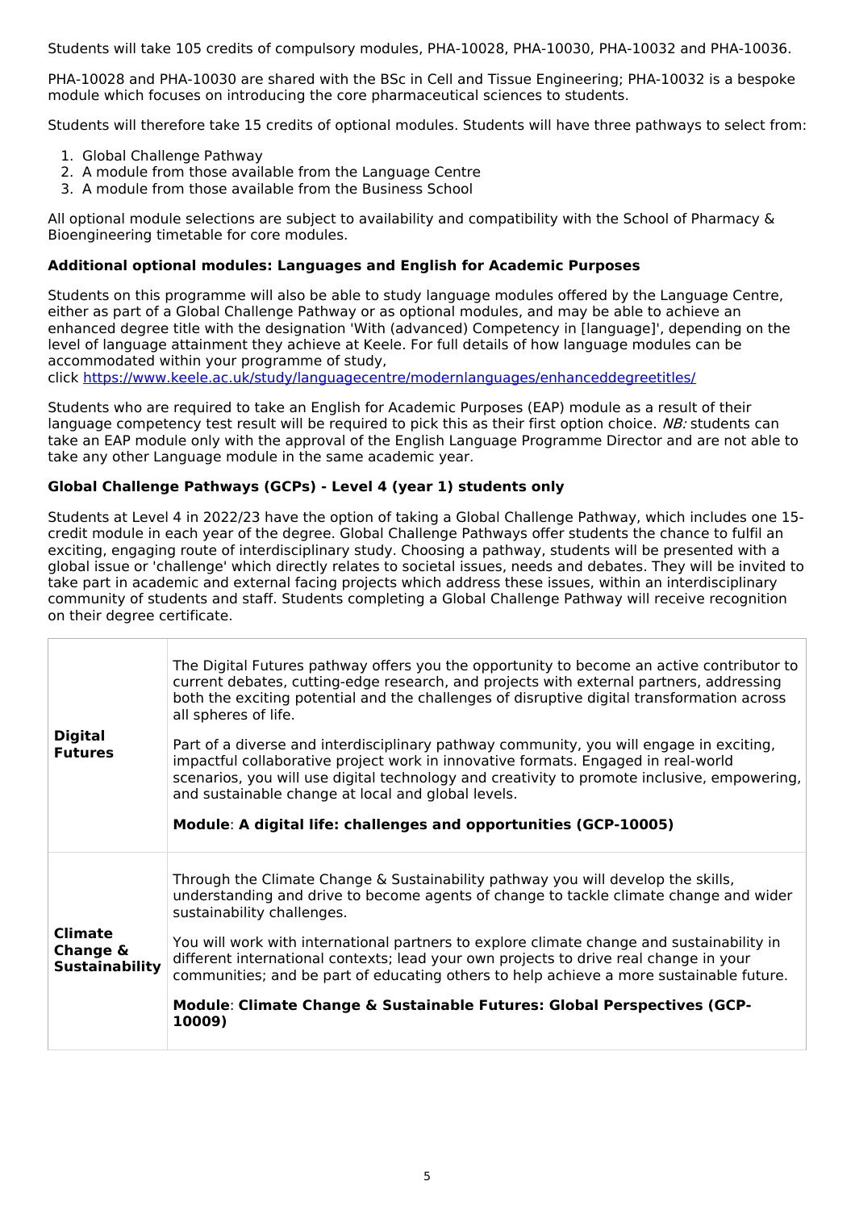Students will take 105 credits of compulsory modules, PHA-10028, PHA-10030, PHA-10032 and PHA-10036.

PHA-10028 and PHA-10030 are shared with the BSc in Cell and Tissue Engineering; PHA-10032 is a bespoke module which focuses on introducing the core pharmaceutical sciences to students.

Students will therefore take 15 credits of optional modules. Students will have three pathways to select from:

1. Global Challenge Pathway
2. A module from those available from the Language Centre
3. A module from those available from the Business School

All optional module selections are subject to availability and compatibility with the School of Pharmacy & Bioengineering timetable for core modules.

**Additional optional modules: Languages and English for Academic Purposes**

Students on this programme will also be able to study language modules offered by the Language Centre, either as part of a Global Challenge Pathway or as optional modules, and may be able to achieve an enhanced degree title with the designation 'With (advanced) Competency in [language]', depending on the level of language attainment they achieve at Keele. For full details of how language modules can be accommodated within your programme of study, click https://www.keele.ac.uk/study/languagecentre/modernlanguages/enhanceddegreetitles/

Students who are required to take an English for Academic Purposes (EAP) module as a result of their language competency test result will be required to pick this as their first option choice. *NB:* students can take an EAP module only with the approval of the English Language Programme Director and are not able to take any other Language module in the same academic year.

**Global Challenge Pathways (GCPs) - Level 4 (year 1) students only**

Students at Level 4 in 2022/23 have the option of taking a Global Challenge Pathway, which includes one 15-credit module in each year of the degree. Global Challenge Pathways offer students the chance to fulfil an exciting, engaging route of interdisciplinary study. Choosing a pathway, students will be presented with a global issue or 'challenge' which directly relates to societal issues, needs and debates. They will be invited to take part in academic and external facing projects which address these issues, within an interdisciplinary community of students and staff. Students completing a Global Challenge Pathway will receive recognition on their degree certificate.

| | |
|---|---|
| **Digital Futures** | The Digital Futures pathway offers you the opportunity to become an active contributor to current debates, cutting-edge research, and projects with external partners, addressing both the exciting potential and the challenges of disruptive digital transformation across all spheres of life.<br><br>Part of a diverse and interdisciplinary pathway community, you will engage in exciting, impactful collaborative project work in innovative formats. Engaged in real-world scenarios, you will use digital technology and creativity to promote inclusive, empowering, and sustainable change at local and global levels.<br><br>**Module**: **A digital life: challenges and opportunities (GCP-10005)** |
| **Climate Change & Sustainability** | Through the Climate Change & Sustainability pathway you will develop the skills, understanding and drive to become agents of change to tackle climate change and wider sustainability challenges.<br><br>You will work with international partners to explore climate change and sustainability in different international contexts; lead your own projects to drive real change in your communities; and be part of educating others to help achieve a more sustainable future.<br><br>**Module**: **Climate Change & Sustainable Futures: Global Perspectives (GCP-10009)** |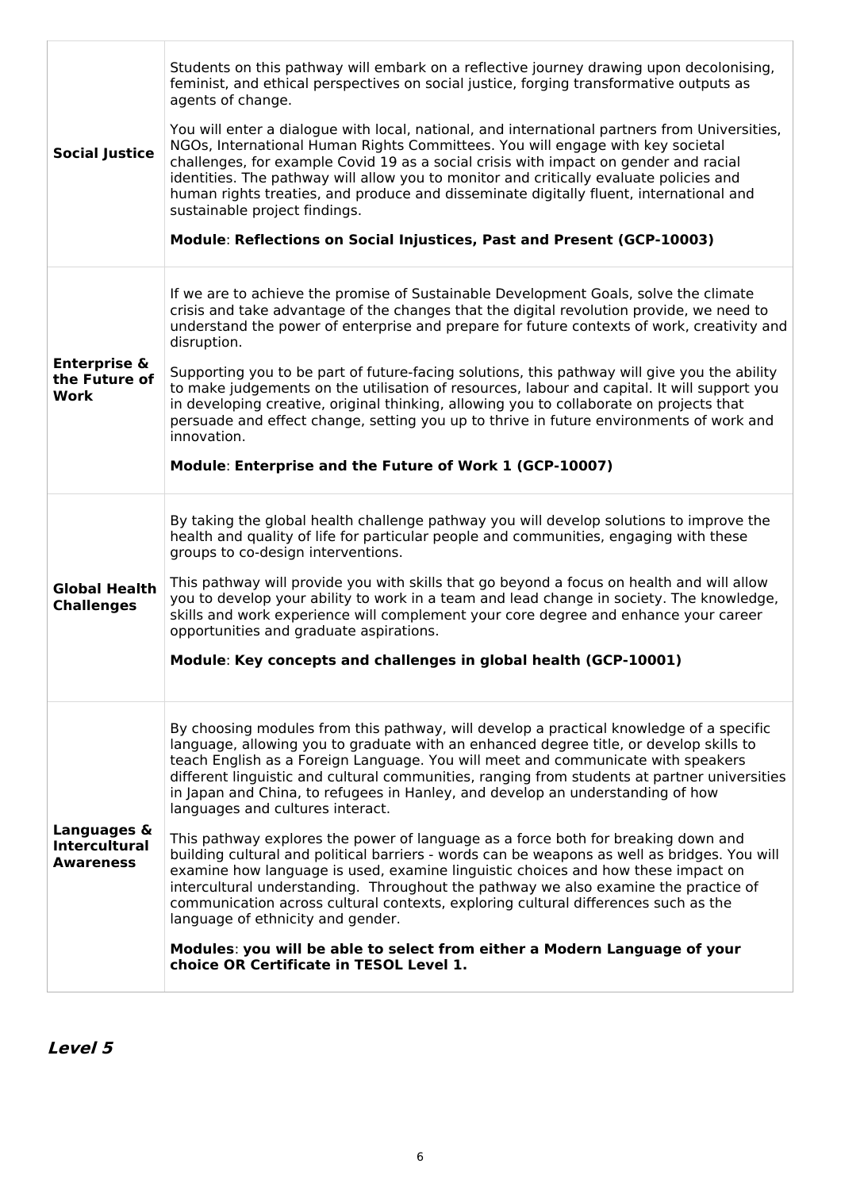| | |
|---|---|
| **Social Justice** | Students on this pathway will embark on a reflective journey drawing upon decolonising, feminist, and ethical perspectives on social justice, forging transformative outputs as agents of change.<br><br>You will enter a dialogue with local, national, and international partners from Universities, NGOs, International Human Rights Committees. You will engage with key societal challenges, for example Covid 19 as a social crisis with impact on gender and racial identities. The pathway will allow you to monitor and critically evaluate policies and human rights treaties, and produce and disseminate digitally fluent, international and sustainable project findings.<br><br>**Module**: **Reflections on Social Injustices, Past and Present (GCP-10003)** |
| **Enterprise & the Future of Work** | If we are to achieve the promise of Sustainable Development Goals, solve the climate crisis and take advantage of the changes that the digital revolution provide, we need to understand the power of enterprise and prepare for future contexts of work, creativity and disruption.<br><br>Supporting you to be part of future-facing solutions, this pathway will give you the ability to make judgements on the utilisation of resources, labour and capital. It will support you in developing creative, original thinking, allowing you to collaborate on projects that persuade and effect change, setting you up to thrive in future environments of work and innovation.<br><br>**Module**: **Enterprise and the Future of Work 1 (GCP-10007)** |
| **Global Health Challenges** | By taking the global health challenge pathway you will develop solutions to improve the health and quality of life for particular people and communities, engaging with these groups to co-design interventions.<br><br>This pathway will provide you with skills that go beyond a focus on health and will allow you to develop your ability to work in a team and lead change in society. The knowledge, skills and work experience will complement your core degree and enhance your career opportunities and graduate aspirations.<br><br>**Module**: **Key concepts and challenges in global health (GCP-10001)** |
| **Languages & Intercultural Awareness** | By choosing modules from this pathway, will develop a practical knowledge of a specific language, allowing you to graduate with an enhanced degree title, or develop skills to teach English as a Foreign Language. You will meet and communicate with speakers different linguistic and cultural communities, ranging from students at partner universities in Japan and China, to refugees in Hanley, and develop an understanding of how languages and cultures interact.<br><br>This pathway explores the power of language as a force both for breaking down and building cultural and political barriers - words can be weapons as well as bridges. You will examine how language is used, examine linguistic choices and how these impact on intercultural understanding. Throughout the pathway we also examine the practice of communication across cultural contexts, exploring cultural differences such as the language of ethnicity and gender.<br><br>**Modules**: **you will be able to select from either a Modern Language of your choice OR Certificate in TESOL Level 1.** |

### *Level 5*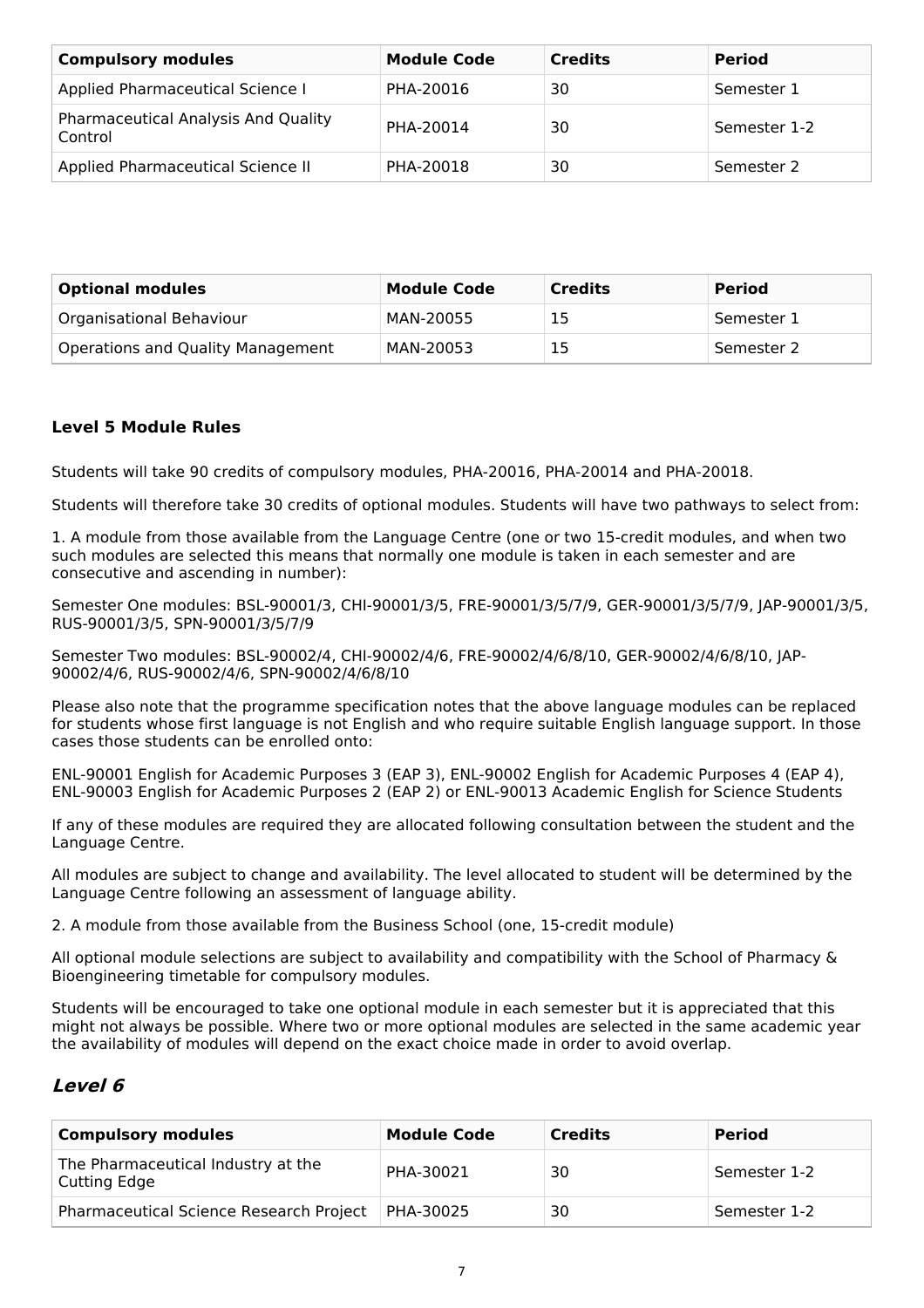| Compulsory modules | Module Code | Credits | Period |
|---|---|---|---|
| Applied Pharmaceutical Science I | PHA-20016 | 30 | Semester 1 |
| Pharmaceutical Analysis And Quality Control | PHA-20014 | 30 | Semester 1-2 |
| Applied Pharmaceutical Science II | PHA-20018 | 30 | Semester 2 |

| Optional modules | Module Code | Credits | Period |
|---|---|---|---|
| Organisational Behaviour | MAN-20055 | 15 | Semester 1 |
| Operations and Quality Management | MAN-20053 | 15 | Semester 2 |

### Level 5 Module Rules

Students will take 90 credits of compulsory modules, PHA-20016, PHA-20014 and PHA-20018.

Students will therefore take 30 credits of optional modules. Students will have two pathways to select from:

1. A module from those available from the Language Centre (one or two 15-credit modules, and when two such modules are selected this means that normally one module is taken in each semester and are consecutive and ascending in number):

Semester One modules: BSL-90001/3, CHI-90001/3/5, FRE-90001/3/5/7/9, GER-90001/3/5/7/9, JAP-90001/3/5, RUS-90001/3/5, SPN-90001/3/5/7/9

Semester Two modules: BSL-90002/4, CHI-90002/4/6, FRE-90002/4/6/8/10, GER-90002/4/6/8/10, JAP-90002/4/6, RUS-90002/4/6, SPN-90002/4/6/8/10

Please also note that the programme specification notes that the above language modules can be replaced for students whose first language is not English and who require suitable English language support. In those cases those students can be enrolled onto:

ENL-90001 English for Academic Purposes 3 (EAP 3), ENL-90002 English for Academic Purposes 4 (EAP 4), ENL-90003 English for Academic Purposes 2 (EAP 2) or ENL-90013 Academic English for Science Students

If any of these modules are required they are allocated following consultation between the student and the Language Centre.

All modules are subject to change and availability. The level allocated to student will be determined by the Language Centre following an assessment of language ability.

2. A module from those available from the Business School (one, 15-credit module)

All optional module selections are subject to availability and compatibility with the School of Pharmacy & Bioengineering timetable for compulsory modules.

Students will be encouraged to take one optional module in each semester but it is appreciated that this might not always be possible. Where two or more optional modules are selected in the same academic year the availability of modules will depend on the exact choice made in order to avoid overlap.

## *Level 6*

| Compulsory modules | Module Code | Credits | Period |
|---|---|---|---|
| The Pharmaceutical Industry at the Cutting Edge | PHA-30021 | 30 | Semester 1-2 |
| Pharmaceutical Science Research Project | PHA-30025 | 30 | Semester 1-2 |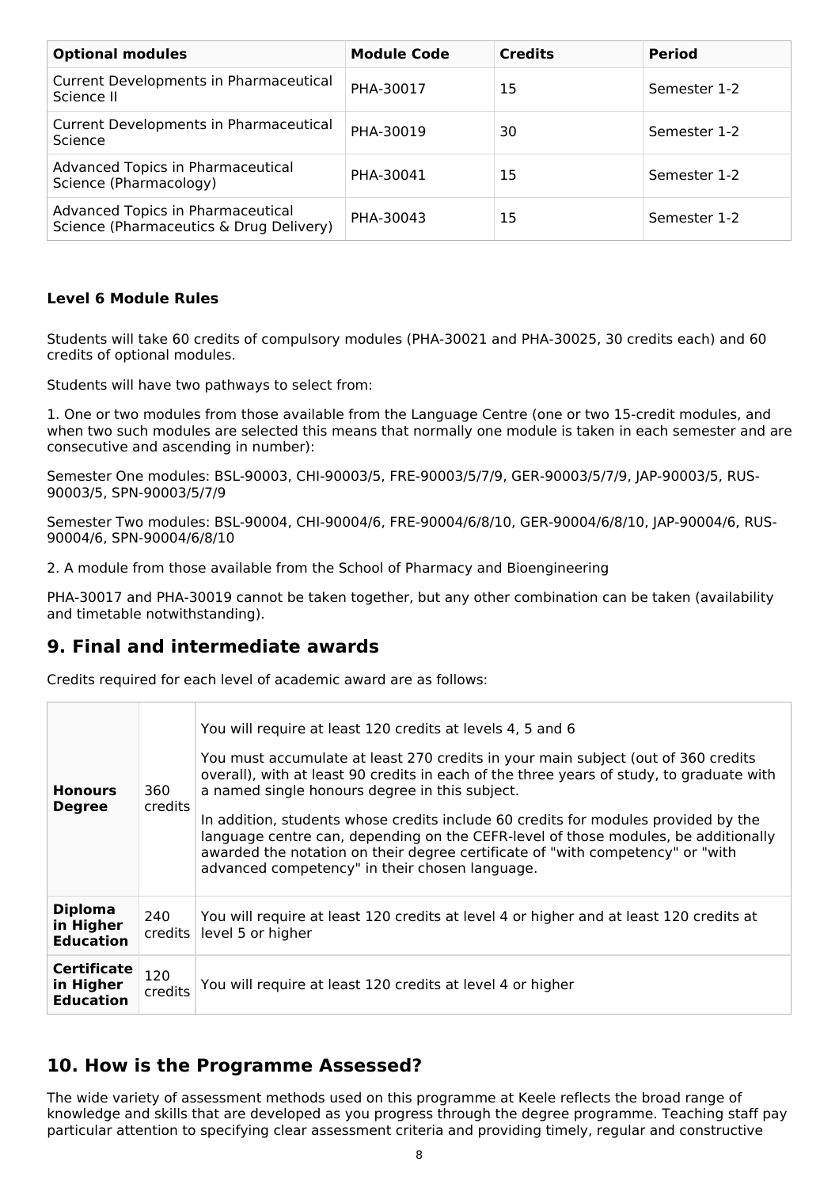| Optional modules | Module Code | Credits | Period |
|---|---|---|---|
| Current Developments in Pharmaceutical Science II | PHA-30017 | 15 | Semester 1-2 |
| Current Developments in Pharmaceutical Science | PHA-30019 | 30 | Semester 1-2 |
| Advanced Topics in Pharmaceutical Science (Pharmacology) | PHA-30041 | 15 | Semester 1-2 |
| Advanced Topics in Pharmaceutical Science (Pharmaceutics & Drug Delivery) | PHA-30043 | 15 | Semester 1-2 |

**Level 6 Module Rules**

Students will take 60 credits of compulsory modules (PHA-30021 and PHA-30025, 30 credits each) and 60 credits of optional modules.

Students will have two pathways to select from:

1. One or two modules from those available from the Language Centre (one or two 15-credit modules, and when two such modules are selected this means that normally one module is taken in each semester and are consecutive and ascending in number):

Semester One modules: BSL-90003, CHI-90003/5, FRE-90003/5/7/9, GER-90003/5/7/9, JAP-90003/5, RUS-90003/5, SPN-90003/5/7/9

Semester Two modules: BSL-90004, CHI-90004/6, FRE-90004/6/8/10, GER-90004/6/8/10, JAP-90004/6, RUS-90004/6, SPN-90004/6/8/10

2. A module from those available from the School of Pharmacy and Bioengineering

PHA-30017 and PHA-30019 cannot be taken together, but any other combination can be taken (availability and timetable notwithstanding).

## 9. Final and intermediate awards

Credits required for each level of academic award are as follows:

| | | |
|---|---|---|
| **Honours Degree** | 360 credits | You will require at least 120 credits at levels 4, 5 and 6<br><br>You must accumulate at least 270 credits in your main subject (out of 360 credits overall), with at least 90 credits in each of the three years of study, to graduate with a named single honours degree in this subject.<br><br>In addition, students whose credits include 60 credits for modules provided by the language centre can, depending on the CEFR-level of those modules, be additionally awarded the notation on their degree certificate of "with competency" or "with advanced competency" in their chosen language. |
| **Diploma in Higher Education** | 240 credits | You will require at least 120 credits at level 4 or higher and at least 120 credits at level 5 or higher |
| **Certificate in Higher Education** | 120 credits | You will require at least 120 credits at level 4 or higher |

## 10. How is the Programme Assessed?

The wide variety of assessment methods used on this programme at Keele reflects the broad range of knowledge and skills that are developed as you progress through the degree programme. Teaching staff pay particular attention to specifying clear assessment criteria and providing timely, regular and constructive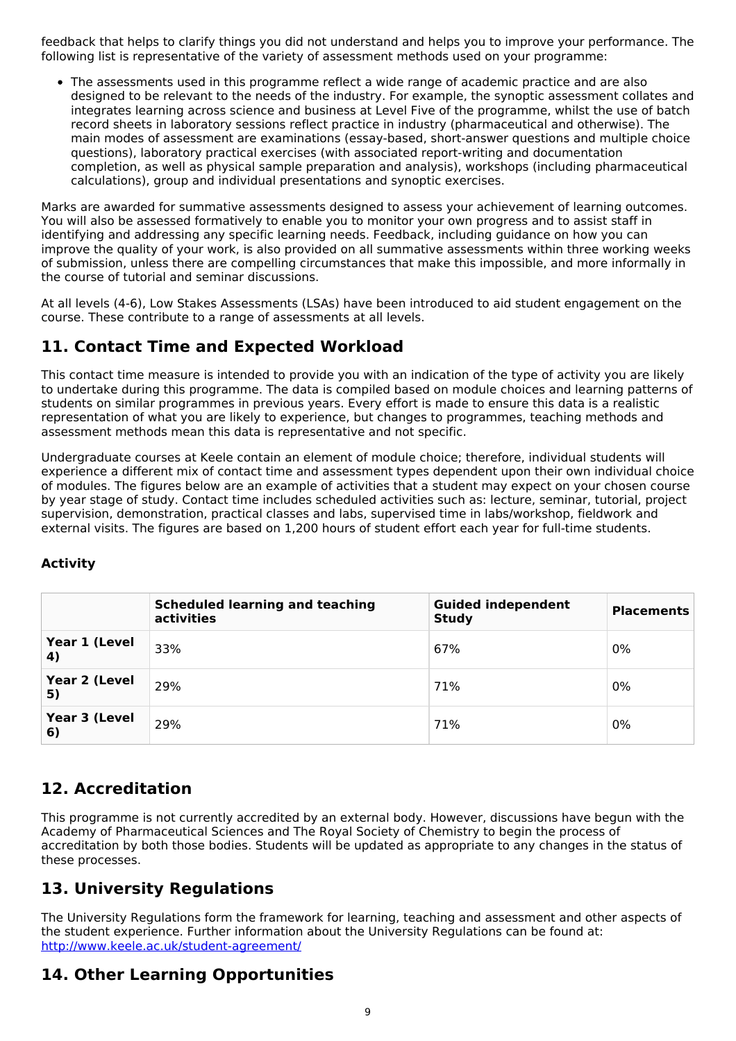feedback that helps to clarify things you did not understand and helps you to improve your performance. The following list is representative of the variety of assessment methods used on your programme:

- The assessments used in this programme reflect a wide range of academic practice and are also designed to be relevant to the needs of the industry. For example, the synoptic assessment collates and integrates learning across science and business at Level Five of the programme, whilst the use of batch record sheets in laboratory sessions reflect practice in industry (pharmaceutical and otherwise). The main modes of assessment are examinations (essay-based, short-answer questions and multiple choice questions), laboratory practical exercises (with associated report-writing and documentation completion, as well as physical sample preparation and analysis), workshops (including pharmaceutical calculations), group and individual presentations and synoptic exercises.

Marks are awarded for summative assessments designed to assess your achievement of learning outcomes. You will also be assessed formatively to enable you to monitor your own progress and to assist staff in identifying and addressing any specific learning needs. Feedback, including guidance on how you can improve the quality of your work, is also provided on all summative assessments within three working weeks of submission, unless there are compelling circumstances that make this impossible, and more informally in the course of tutorial and seminar discussions.

At all levels (4-6), Low Stakes Assessments (LSAs) have been introduced to aid student engagement on the course. These contribute to a range of assessments at all levels.

## 11. Contact Time and Expected Workload

This contact time measure is intended to provide you with an indication of the type of activity you are likely to undertake during this programme. The data is compiled based on module choices and learning patterns of students on similar programmes in previous years. Every effort is made to ensure this data is a realistic representation of what you are likely to experience, but changes to programmes, teaching methods and assessment methods mean this data is representative and not specific.

Undergraduate courses at Keele contain an element of module choice; therefore, individual students will experience a different mix of contact time and assessment types dependent upon their own individual choice of modules. The figures below are an example of activities that a student may expect on your chosen course by year stage of study. Contact time includes scheduled activities such as: lecture, seminar, tutorial, project supervision, demonstration, practical classes and labs, supervised time in labs/workshop, fieldwork and external visits. The figures are based on 1,200 hours of student effort each year for full-time students.

**Activity**

| | Scheduled learning and teaching activities | Guided independent Study | Placements |
|---|---|---|---|
| **Year 1 (Level 4)** | 33% | 67% | 0% |
| **Year 2 (Level 5)** | 29% | 71% | 0% |
| **Year 3 (Level 6)** | 29% | 71% | 0% |

## 12. Accreditation

This programme is not currently accredited by an external body. However, discussions have begun with the Academy of Pharmaceutical Sciences and The Royal Society of Chemistry to begin the process of accreditation by both those bodies. Students will be updated as appropriate to any changes in the status of these processes.

## 13. University Regulations

The University Regulations form the framework for learning, teaching and assessment and other aspects of the student experience. Further information about the University Regulations can be found at: [http://www.keele.ac.uk/student-agreement/](http://www.keele.ac.uk/student-agreement/)

## 14. Other Learning Opportunities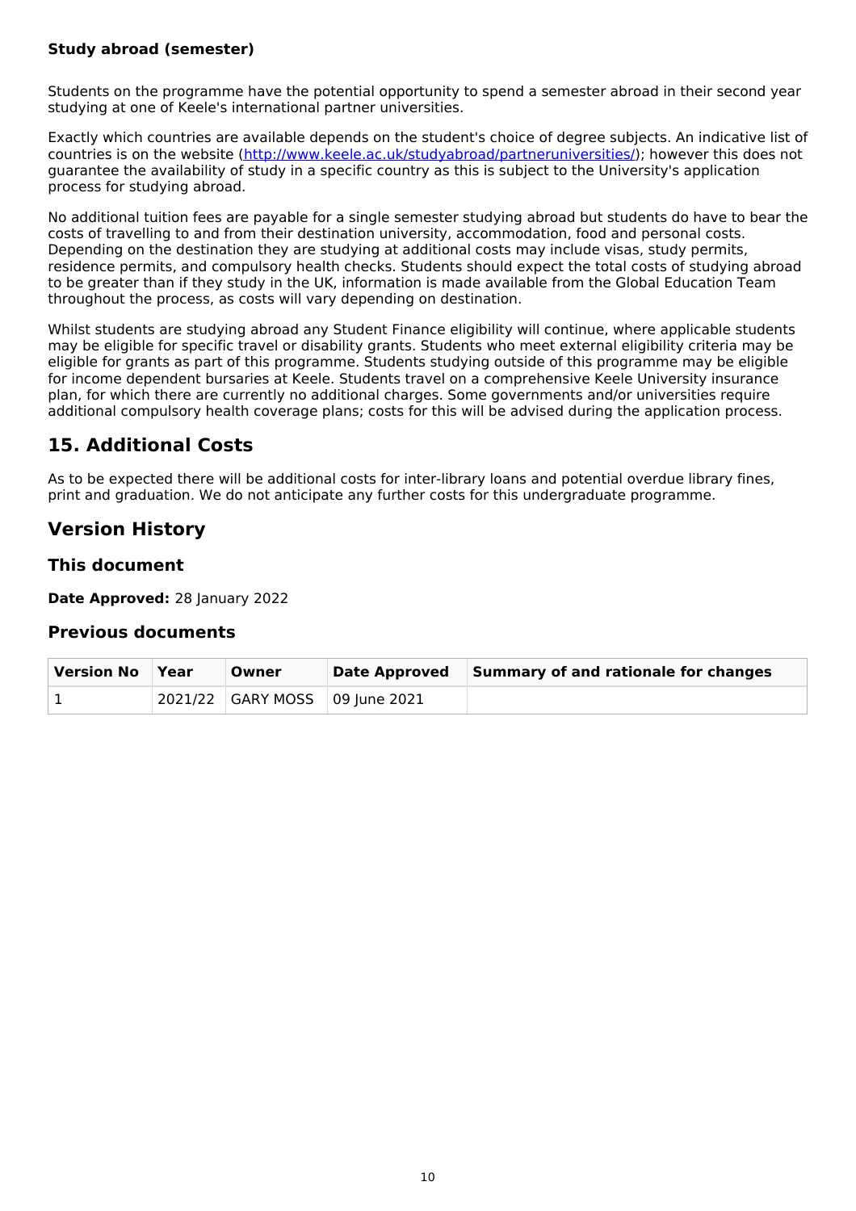**Study abroad (semester)**

Students on the programme have the potential opportunity to spend a semester abroad in their second year studying at one of Keele's international partner universities.

Exactly which countries are available depends on the student's choice of degree subjects. An indicative list of countries is on the website (http://www.keele.ac.uk/studyabroad/partneruniversities/); however this does not guarantee the availability of study in a specific country as this is subject to the University's application process for studying abroad.

No additional tuition fees are payable for a single semester studying abroad but students do have to bear the costs of travelling to and from their destination university, accommodation, food and personal costs. Depending on the destination they are studying at additional costs may include visas, study permits, residence permits, and compulsory health checks. Students should expect the total costs of studying abroad to be greater than if they study in the UK, information is made available from the Global Education Team throughout the process, as costs will vary depending on destination.

Whilst students are studying abroad any Student Finance eligibility will continue, where applicable students may be eligible for specific travel or disability grants. Students who meet external eligibility criteria may be eligible for grants as part of this programme. Students studying outside of this programme may be eligible for income dependent bursaries at Keele. Students travel on a comprehensive Keele University insurance plan, for which there are currently no additional charges. Some governments and/or universities require additional compulsory health coverage plans; costs for this will be advised during the application process.

## 15. Additional Costs

As to be expected there will be additional costs for inter-library loans and potential overdue library fines, print and graduation. We do not anticipate any further costs for this undergraduate programme.

## Version History

### This document

**Date Approved:** 28 January 2022

### Previous documents

| Version No | Year | Owner | Date Approved | Summary of and rationale for changes |
|---|---|---|---|---|
| 1 | 2021/22 | GARY MOSS | 09 June 2021 | |